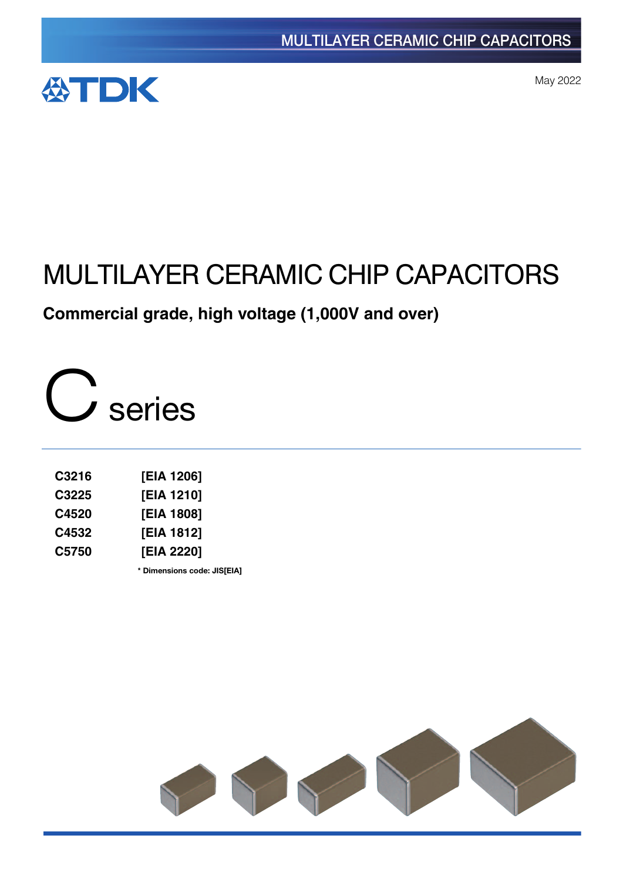MULTILAYER CERAMIC CHIP CAPACITORS

TDK

May 2022

# MULTILAYER CERAMIC CHIP CAPACITORS

**Commercial grade, high voltage (1,000V and over)**

## C series

| | |
|---|---|
| **C3216** | **[EIA 1206]** |
| **C3225** | **[EIA 1210]** |
| **C4520** | **[EIA 1808]** |
| **C4532** | **[EIA 1812]** |
| **C5750** | **[EIA 2220]** |

**\* Dimensions code: JIS[EIA]**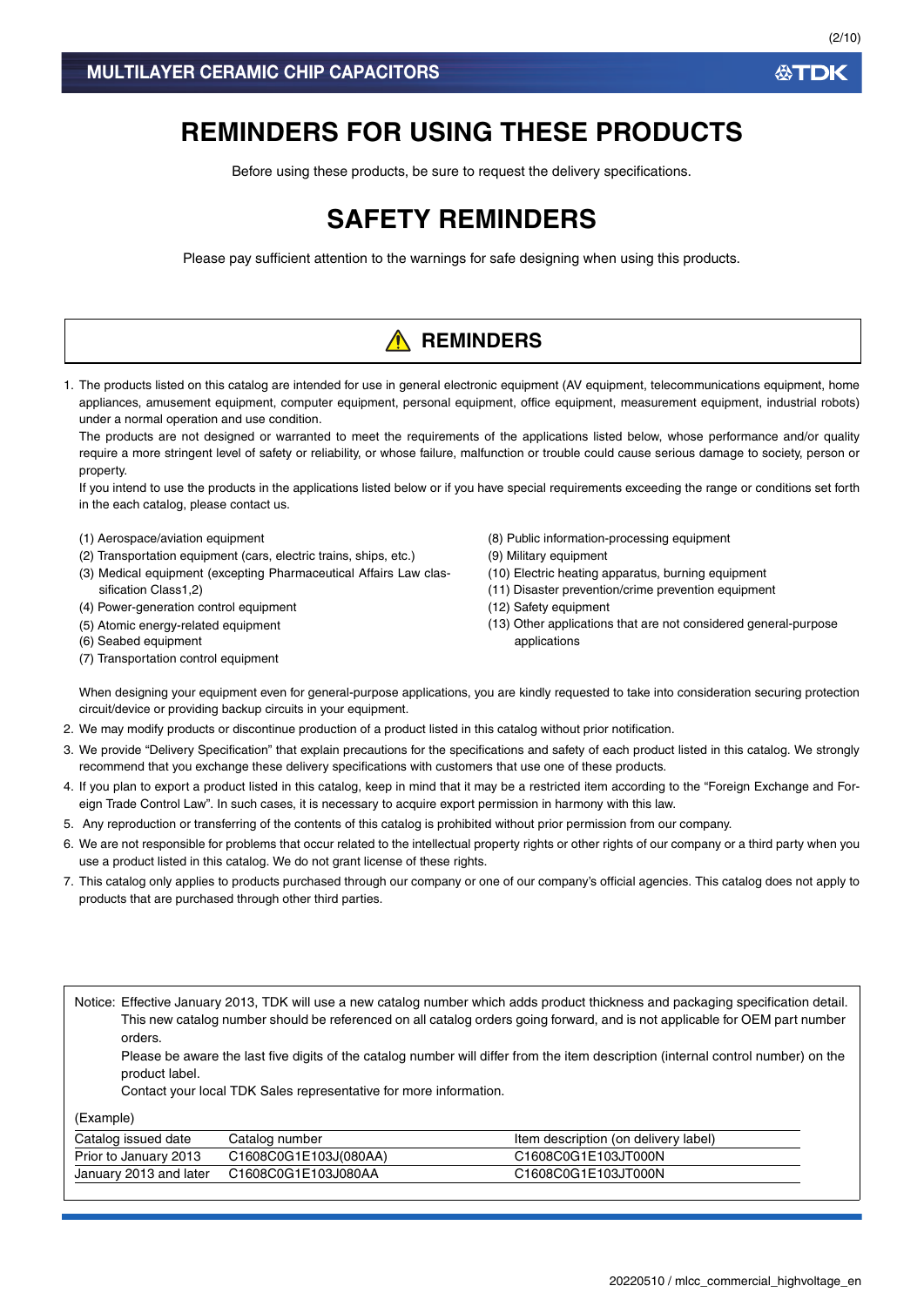# REMINDERS FOR USING THESE PRODUCTS

Before using these products, be sure to request the delivery specifications.

# SAFETY REMINDERS

Please pay sufficient attention to the warnings for safe designing when using this products.

## ⚠ REMINDERS

1. The products listed on this catalog are intended for use in general electronic equipment (AV equipment, telecommunications equipment, home appliances, amusement equipment, computer equipment, personal equipment, office equipment, measurement equipment, industrial robots) under a normal operation and use condition.

   The products are not designed or warranted to meet the requirements of the applications listed below, whose performance and/or quality require a more stringent level of safety or reliability, or whose failure, malfunction or trouble could cause serious damage to society, person or property.

   If you intend to use the products in the applications listed below or if you have special requirements exceeding the range or conditions set forth in the each catalog, please contact us.

   (1) Aerospace/aviation equipment
   (2) Transportation equipment (cars, electric trains, ships, etc.)
   (3) Medical equipment (excepting Pharmaceutical Affairs Law classification Class1,2)
   (4) Power-generation control equipment
   (5) Atomic energy-related equipment
   (6) Seabed equipment
   (7) Transportation control equipment
   (8) Public information-processing equipment
   (9) Military equipment
   (10) Electric heating apparatus, burning equipment
   (11) Disaster prevention/crime prevention equipment
   (12) Safety equipment
   (13) Other applications that are not considered general-purpose applications

   When designing your equipment even for general-purpose applications, you are kindly requested to take into consideration securing protection circuit/device or providing backup circuits in your equipment.

2. We may modify products or discontinue production of a product listed in this catalog without prior notification.
3. We provide "Delivery Specification" that explain precautions for the specifications and safety of each product listed in this catalog. We strongly recommend that you exchange these delivery specifications with customers that use one of these products.
4. If you plan to export a product listed in this catalog, keep in mind that it may be a restricted item according to the "Foreign Exchange and Foreign Trade Control Law". In such cases, it is necessary to acquire export permission in harmony with this law.
5. Any reproduction or transferring of the contents of this catalog is prohibited without prior permission from our company.
6. We are not responsible for problems that occur related to the intellectual property rights or other rights of our company or a third party when you use a product listed in this catalog. We do not grant license of these rights.
7. This catalog only applies to products purchased through our company or one of our company's official agencies. This catalog does not apply to products that are purchased through other third parties.

Notice: Effective January 2013, TDK will use a new catalog number which adds product thickness and packaging specification detail. This new catalog number should be referenced on all catalog orders going forward, and is not applicable for OEM part number orders.

Please be aware the last five digits of the catalog number will differ from the item description (internal control number) on the product label.

Contact your local TDK Sales representative for more information.

(Example)

| Catalog issued date | Catalog number | Item description (on delivery label) |
|---|---|---|
| Prior to January 2013 | C1608C0G1E103J(080AA) | C1608C0G1E103JT000N |
| January 2013 and later | C1608C0G1E103J080AA | C1608C0G1E103JT000N |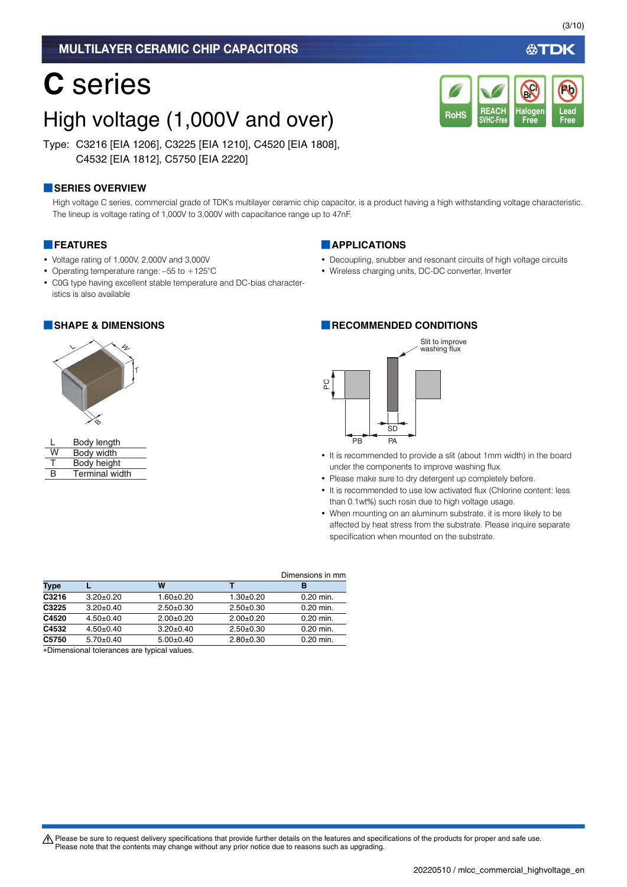MULTILAYER CERAMIC CHIP CAPACITORS

# C series

## High voltage (1,000V and over)

Type: C3216 [EIA 1206], C3225 [EIA 1210], C4520 [EIA 1808], C4532 [EIA 1812], C5750 [EIA 2220]

RoHS | REACH SVHC-Free | Halogen Free | Lead Free

### SERIES OVERVIEW

High voltage C series, commercial grade of TDK's multilayer ceramic chip capacitor, is a product having a high withstanding voltage characteristic. The lineup is voltage rating of 1,000V to 3,000V with capacitance range up to 47nF.

### FEATURES

- Voltage rating of 1,000V, 2,000V and 3,000V
- Operating temperature range: –55 to +125°C
- C0G type having excellent stable temperature and DC-bias characteristics is also available

### APPLICATIONS

- Decoupling, snubber and resonant circuits of high voltage circuits
- Wireless charging units, DC-DC converter, Inverter

### SHAPE & DIMENSIONS

| | |
|---|---|
| L | Body length |
| W | Body width |
| T | Body height |
| B | Terminal width |

### RECOMMENDED CONDITIONS

Slit to improve washing flux

PC, PB, PA, SD

- It is recommended to provide a slit (about 1mm width) in the board under the components to improve washing flux.
- Please make sure to dry detergent up completely before.
- It is recommended to use low activated flux (Chlorine content: less than 0.1wt%) such rosin due to high voltage usage.
- When mounting on an aluminum substrate, it is more likely to be affected by heat stress from the substrate. Please inquire separate specification when mounted on the substrate.

Dimensions in mm

| Type | L | W | T | B |
|---|---|---|---|---|
| C3216 | 3.20±0.20 | 1.60±0.20 | 1.30±0.20 | 0.20 min. |
| C3225 | 3.20±0.40 | 2.50±0.30 | 2.50±0.30 | 0.20 min. |
| C4520 | 4.50±0.40 | 2.00±0.20 | 2.00±0.20 | 0.20 min. |
| C4532 | 4.50±0.40 | 3.20±0.40 | 2.50±0.30 | 0.20 min. |
| C5750 | 5.70±0.40 | 5.00±0.40 | 2.80±0.30 | 0.20 min. |

*Dimensional tolerances are typical values.

⚠ Please be sure to request delivery specifications that provide further details on the features and specifications of the products for proper and safe use.
Please note that the contents may change without any prior notice due to reasons such as upgrading.

20220510 / mlcc_commercial_highvoltage_en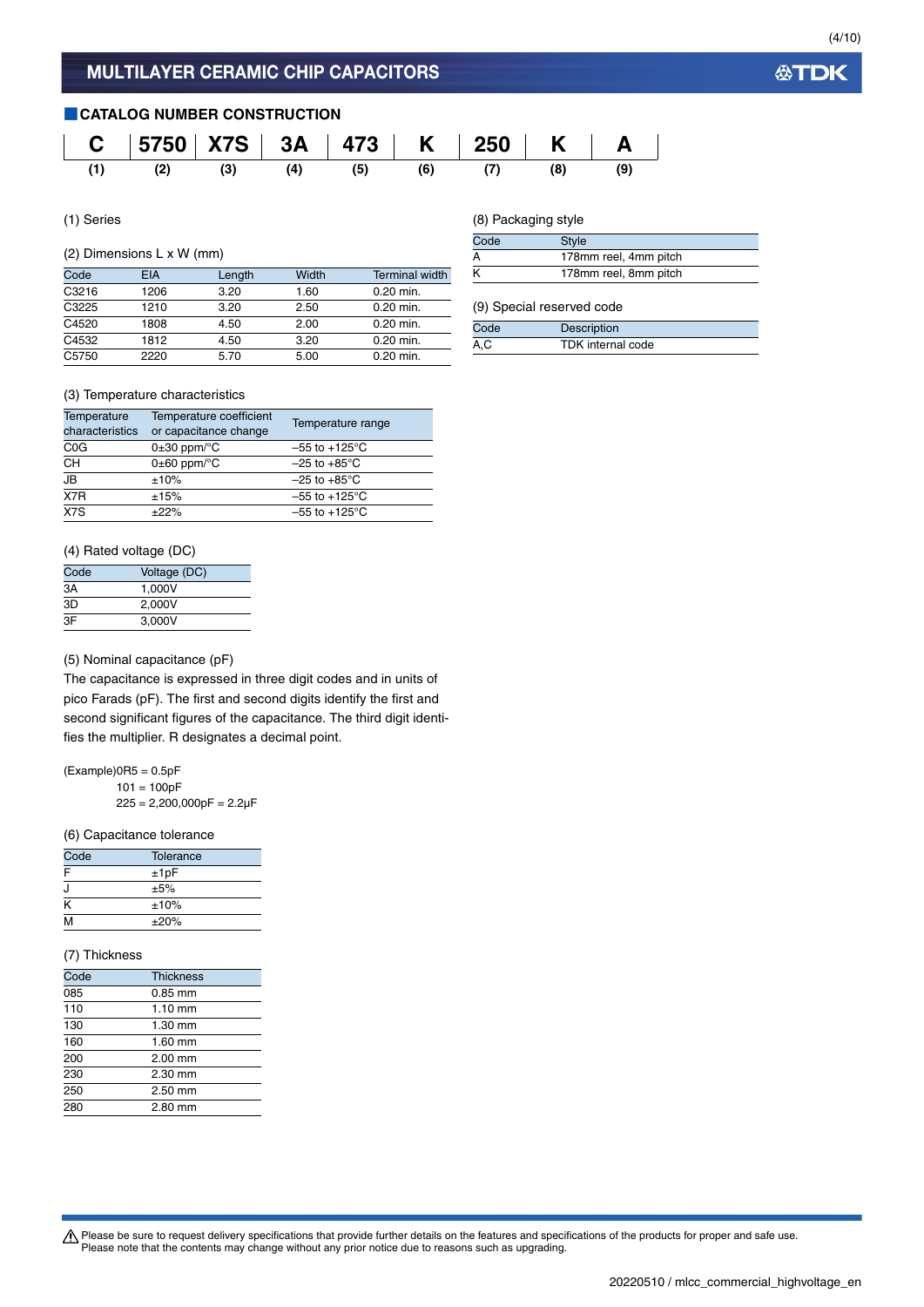# MULTILAYER CERAMIC CHIP CAPACITORS

## CATALOG NUMBER CONSTRUCTION

| C | 5750 | X7S | 3A | 473 | K | 250 | K | A |
|---|---|---|---|---|---|---|---|---|
| (1) | (2) | (3) | (4) | (5) | (6) | (7) | (8) | (9) |

(1) Series

(2) Dimensions L x W (mm)

| Code | EIA | Length | Width | Terminal width |
|---|---|---|---|---|
| C3216 | 1206 | 3.20 | 1.60 | 0.20 min. |
| C3225 | 1210 | 3.20 | 2.50 | 0.20 min. |
| C4520 | 1808 | 4.50 | 2.00 | 0.20 min. |
| C4532 | 1812 | 4.50 | 3.20 | 0.20 min. |
| C5750 | 2220 | 5.70 | 5.00 | 0.20 min. |

(3) Temperature characteristics

| Temperature characteristics | Temperature coefficient or capacitance change | Temperature range |
|---|---|---|
| C0G | 0±30 ppm/°C | –55 to +125°C |
| CH | 0±60 ppm/°C | –25 to +85°C |
| JB | ±10% | –25 to +85°C |
| X7R | ±15% | –55 to +125°C |
| X7S | ±22% | –55 to +125°C |

(4) Rated voltage (DC)

| Code | Voltage (DC) |
|---|---|
| 3A | 1,000V |
| 3D | 2,000V |
| 3F | 3,000V |

(5) Nominal capacitance (pF)

The capacitance is expressed in three digit codes and in units of pico Farads (pF). The first and second digits identify the first and second significant figures of the capacitance. The third digit identifies the multiplier. R designates a decimal point.

(Example)0R5 = 0.5pF
101 = 100pF
225 = 2,200,000pF = 2.2μF

(6) Capacitance tolerance

| Code | Tolerance |
|---|---|
| F | ±1pF |
| J | ±5% |
| K | ±10% |
| M | ±20% |

(7) Thickness

| Code | Thickness |
|---|---|
| 085 | 0.85 mm |
| 110 | 1.10 mm |
| 130 | 1.30 mm |
| 160 | 1.60 mm |
| 200 | 2.00 mm |
| 230 | 2.30 mm |
| 250 | 2.50 mm |
| 280 | 2.80 mm |

(8) Packaging style

| Code | Style |
|---|---|
| A | 178mm reel, 4mm pitch |
| K | 178mm reel, 8mm pitch |

(9) Special reserved code

| Code | Description |
|---|---|
| A,C | TDK internal code |

⚠ Please be sure to request delivery specifications that provide further details on the features and specifications of the products for proper and safe use.
Please note that the contents may change without any prior notice due to reasons such as upgrading.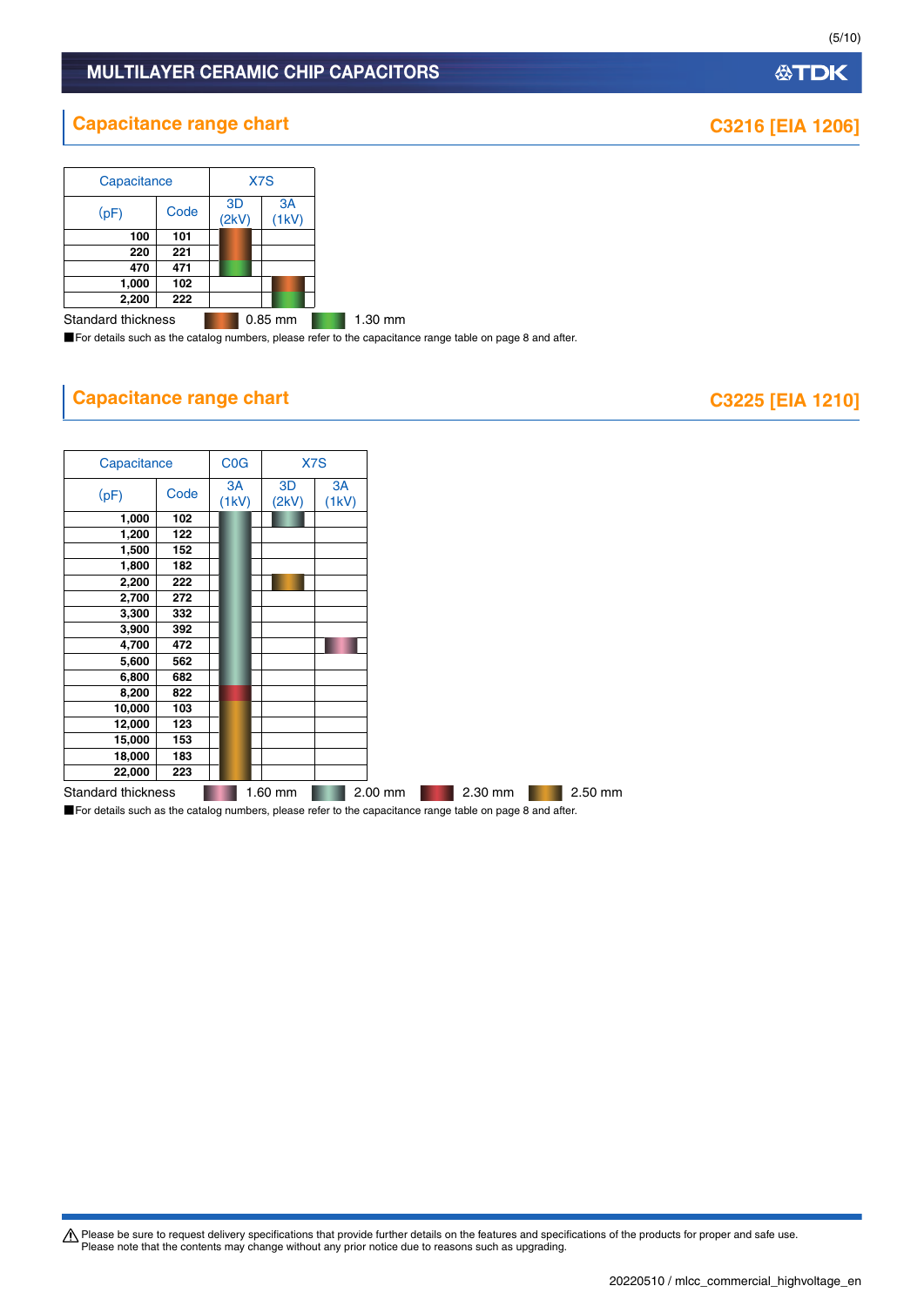## Capacitance range chart

### C3216 [EIA 1206]

| Capacitance | | X7S | |
|---|---|---|---|
| (pF) | Code | 3D (2kV) | 3A (1kV) |
| 100 | 101 | 0.85 mm | |
| 220 | 221 | 0.85 mm | |
| 470 | 471 | 1.30 mm | |
| 1,000 | 102 | | 0.85 mm |
| 2,200 | 222 | | 1.30 mm |

Standard thickness: 0.85 mm, 1.30 mm

■For details such as the catalog numbers, please refer to the capacitance range table on page 8 and after.

## Capacitance range chart

### C3225 [EIA 1210]

| Capacitance | | C0G | X7S | |
|---|---|---|---|---|
| (pF) | Code | 3A (1kV) | 3D (2kV) | 3A (1kV) |
| 1,000 | 102 | 2.00 mm | 2.00 mm | |
| 1,200 | 122 | 2.00 mm | | |
| 1,500 | 152 | 2.00 mm | | |
| 1,800 | 182 | 2.00 mm | | |
| 2,200 | 222 | 2.00 mm | 2.50 mm | |
| 2,700 | 272 | 2.00 mm | | |
| 3,300 | 332 | 2.00 mm | | |
| 3,900 | 392 | 2.00 mm | | |
| 4,700 | 472 | 2.00 mm | | 1.60 mm |
| 5,600 | 562 | 2.00 mm | | |
| 6,800 | 682 | 2.00 mm | | |
| 8,200 | 822 | 2.30 mm | | |
| 10,000 | 103 | 2.50 mm | | |
| 12,000 | 123 | 2.50 mm | | |
| 15,000 | 153 | 2.50 mm | | |
| 18,000 | 183 | 2.50 mm | | |
| 22,000 | 223 | 2.50 mm | | |

Standard thickness: 1.60 mm, 2.00 mm, 2.30 mm, 2.50 mm

■For details such as the catalog numbers, please refer to the capacitance range table on page 8 and after.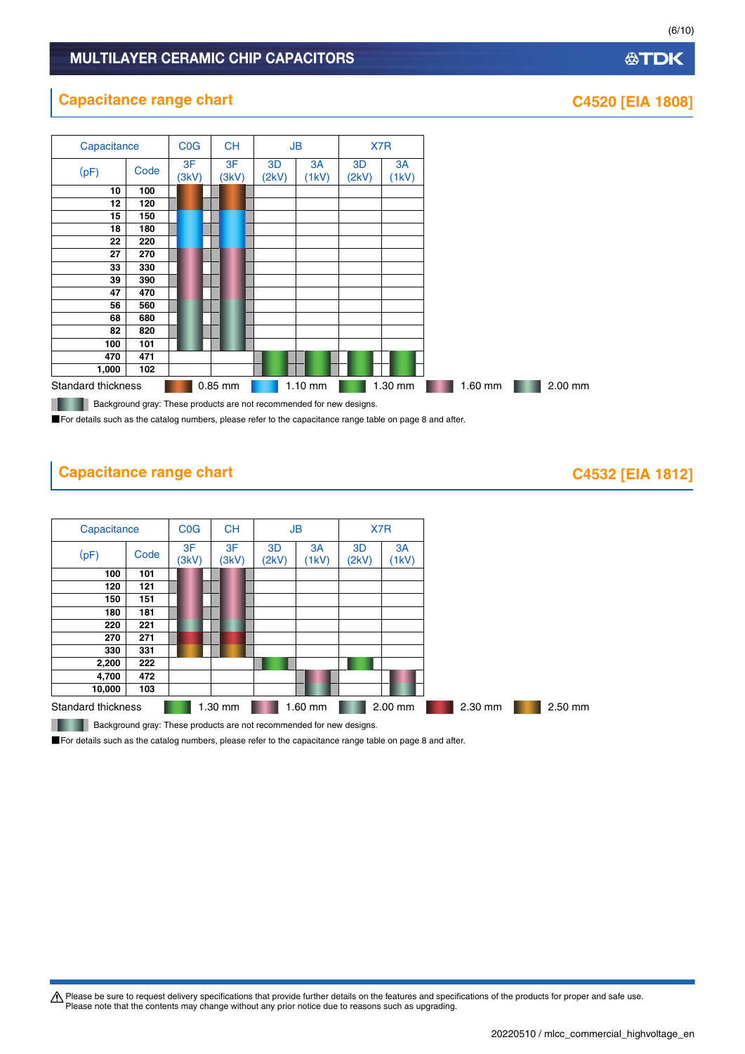## Capacitance range chart

**C4520 [EIA 1808]**

| Capacitance (pF) | Code | C0G 3F (3kV) | CH 3F (3kV) | JB 3D (2kV) | JB 3A (1kV) | X7R 3D (2kV) | X7R 3A (1kV) |
|---|---|---|---|---|---|---|---|
| 10 | 100 | 0.85 mm | 0.85 mm | | | | |
| 12 | 120 | 0.85 mm | 0.85 mm | | | | |
| 15 | 150 | 1.10 mm | 1.10 mm | | | | |
| 18 | 180 | 1.10 mm | 1.10 mm | | | | |
| 22 | 220 | 1.10 mm | 1.10 mm | | | | |
| 27 | 270 | 1.60 mm | 1.60 mm | | | | |
| 33 | 330 | 1.60 mm | 1.60 mm | | | | |
| 39 | 390 | 1.60 mm | 1.60 mm | | | | |
| 47 | 470 | 1.60 mm | 1.60 mm | | | | |
| 56 | 560 | 2.00 mm | 2.00 mm | | | | |
| 68 | 680 | 2.00 mm | 2.00 mm | | | | |
| 82 | 820 | 2.00 mm | 2.00 mm | | | | |
| 100 | 101 | 2.00 mm | 2.00 mm | | | | |
| 470 | 471 | | | 1.30 mm | 1.30 mm | 1.30 mm | 1.30 mm |
| 1,000 | 102 | | | 1.30 mm | 1.30 mm | 1.30 mm | 1.30 mm |

Standard thickness: 0.85 mm, 1.10 mm, 1.30 mm, 1.60 mm, 2.00 mm

Background gray: These products are not recommended for new designs.

■For details such as the catalog numbers, please refer to the capacitance range table on page 8 and after.

## Capacitance range chart

**C4532 [EIA 1812]**

| Capacitance (pF) | Code | C0G 3F (3kV) | CH 3F (3kV) | JB 3D (2kV) | JB 3A (1kV) | X7R 3D (2kV) | X7R 3A (1kV) |
|---|---|---|---|---|---|---|---|
| 100 | 101 | 1.60 mm | 1.60 mm | | | | |
| 120 | 121 | 1.60 mm | 1.60 mm | | | | |
| 150 | 151 | 1.60 mm | 1.60 mm | | | | |
| 180 | 181 | 1.60 mm | 1.60 mm | | | | |
| 220 | 221 | 2.00 mm | 2.00 mm | | | | |
| 270 | 271 | 2.30 mm | 2.30 mm | | | | |
| 330 | 331 | 2.50 mm | 2.50 mm | | | | |
| 2,200 | 222 | | | 1.30 mm | | 1.30 mm | |
| 4,700 | 472 | | | | 1.60 mm | | 1.60 mm |
| 10,000 | 103 | | | | 2.00 mm | | 2.00 mm |

Standard thickness: 1.30 mm, 1.60 mm, 2.00 mm, 2.30 mm, 2.50 mm

Background gray: These products are not recommended for new designs.

■For details such as the catalog numbers, please refer to the capacitance range table on page 8 and after.

⚠ Please be sure to request delivery specifications that provide further details on the features and specifications of the products for proper and safe use.
Please note that the contents may change without any prior notice due to reasons such as upgrading.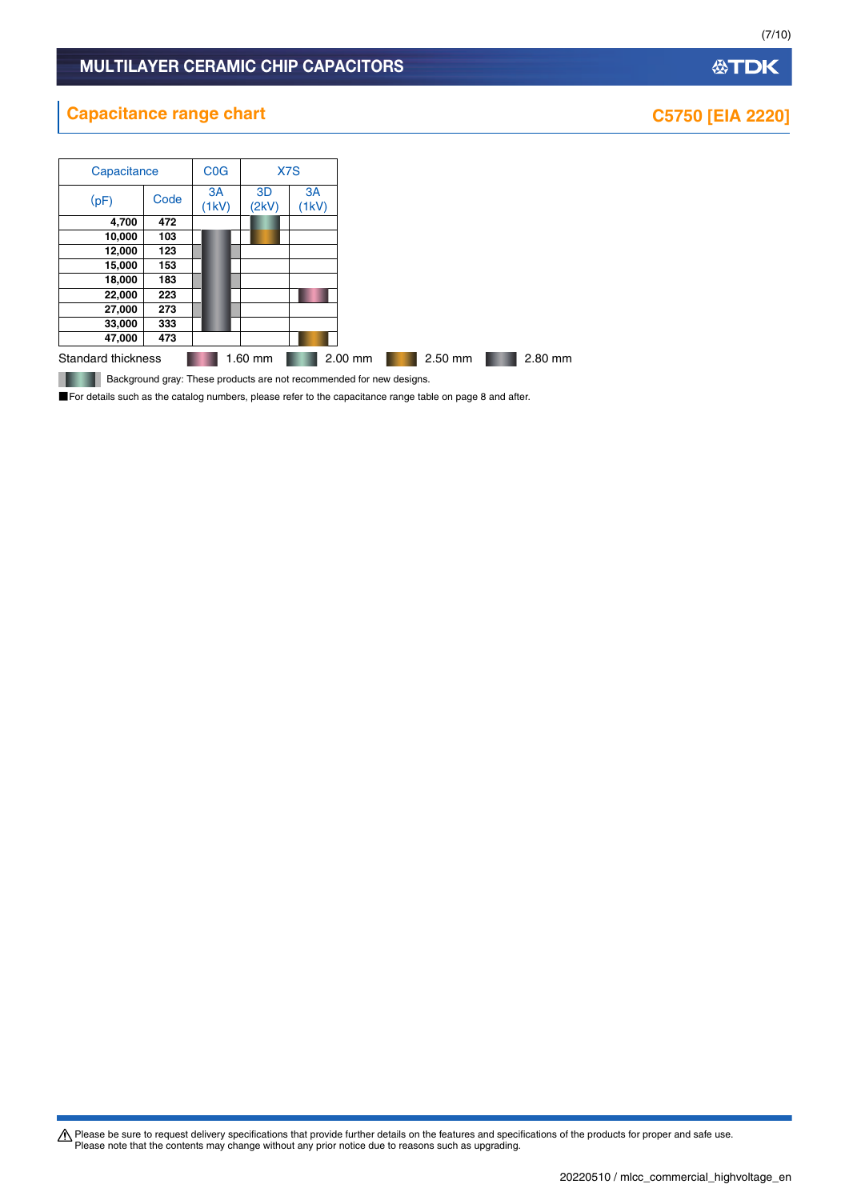# MULTILAYER CERAMIC CHIP CAPACITORS

## Capacitance range chart

## C5750 [EIA 2220]

| Capacitance (pF) | Code | C0G 3A (1kV) | X7S 3D (2kV) | X7S 3A (1kV) |
|---|---|---|---|---|
| **4,700** | **472** | | 2.00 mm | |
| **10,000** | **103** | 2.80 mm | 2.50 mm | |
| **12,000** | **123** | 2.80 mm (background gray) | | |
| **15,000** | **153** | 2.80 mm | | |
| **18,000** | **183** | 2.80 mm (background gray) | | |
| **22,000** | **223** | 2.80 mm | | 1.60 mm |
| **27,000** | **273** | 2.80 mm (background gray) | | |
| **33,000** | **333** | 2.80 mm | | |
| **47,000** | **473** | | | 2.50 mm |

Standard thickness: 1.60 mm, 2.00 mm, 2.50 mm, 2.80 mm

Background gray: These products are not recommended for new designs.

■For details such as the catalog numbers, please refer to the capacitance range table on page 8 and after.

⚠ Please be sure to request delivery specifications that provide further details on the features and specifications of the products for proper and safe use.
Please note that the contents may change without any prior notice due to reasons such as upgrading.

20220510 / mlcc_commercial_highvoltage_en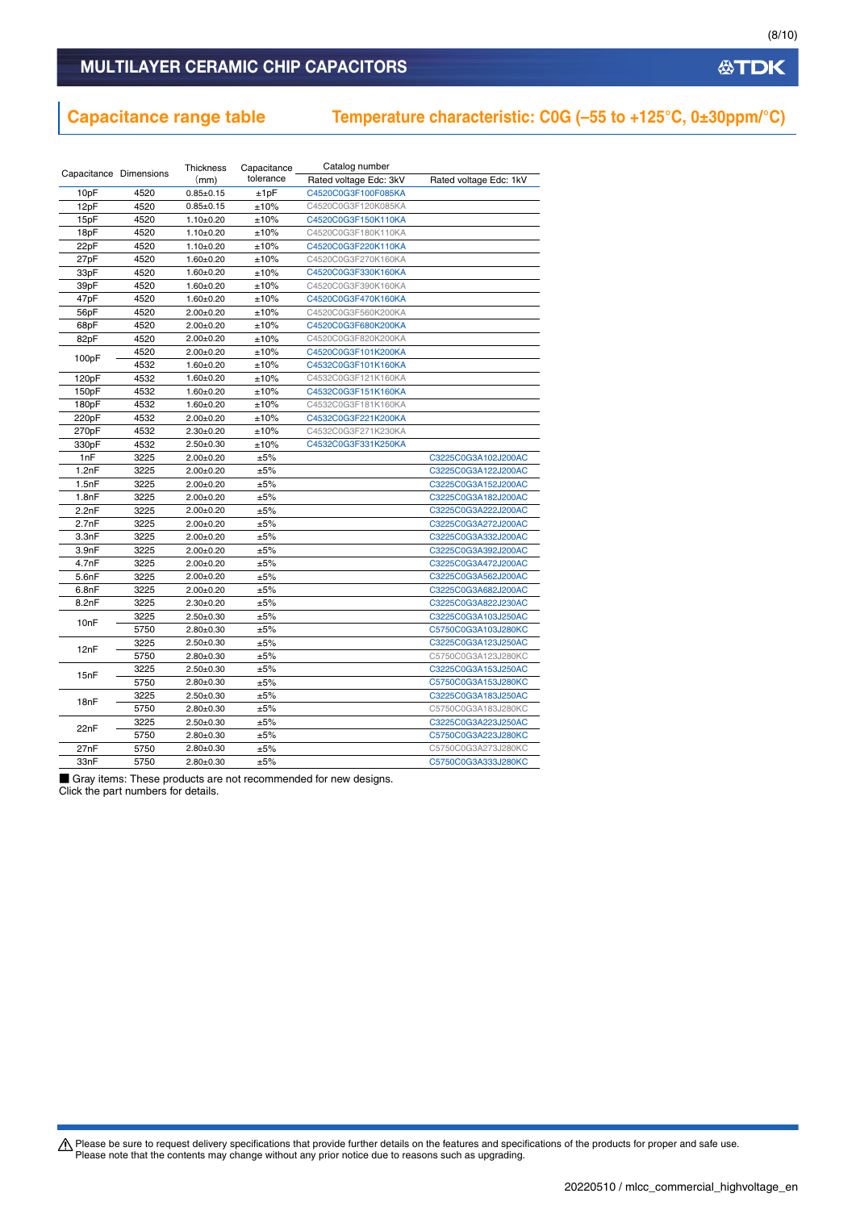## Capacitance range table

## Temperature characteristic: C0G (–55 to +125°C, 0±30ppm/°C)

| Capacitance | Dimensions | Thickness (mm) | Capacitance tolerance | Catalog number | |
|---|---|---|---|---|---|
| | | | | Rated voltage Edc: 3kV | Rated voltage Edc: 1kV |
| 10pF | 4520 | 0.85±0.15 | ±1pF | C4520C0G3F100F085KA | |
| 12pF | 4520 | 0.85±0.15 | ±10% | C4520C0G3F120K085KA | |
| 15pF | 4520 | 1.10±0.20 | ±10% | C4520C0G3F150K110KA | |
| 18pF | 4520 | 1.10±0.20 | ±10% | C4520C0G3F180K110KA | |
| 22pF | 4520 | 1.10±0.20 | ±10% | C4520C0G3F220K110KA | |
| 27pF | 4520 | 1.60±0.20 | ±10% | C4520C0G3F270K160KA | |
| 33pF | 4520 | 1.60±0.20 | ±10% | C4520C0G3F330K160KA | |
| 39pF | 4520 | 1.60±0.20 | ±10% | C4520C0G3F390K160KA | |
| 47pF | 4520 | 1.60±0.20 | ±10% | C4520C0G3F470K160KA | |
| 56pF | 4520 | 2.00±0.20 | ±10% | C4520C0G3F560K200KA | |
| 68pF | 4520 | 2.00±0.20 | ±10% | C4520C0G3F680K200KA | |
| 82pF | 4520 | 2.00±0.20 | ±10% | C4520C0G3F820K200KA | |
| 100pF | 4520 | 2.00±0.20 | ±10% | C4520C0G3F101K200KA | |
| | 4532 | 1.60±0.20 | ±10% | C4532C0G3F101K160KA | |
| 120pF | 4532 | 1.60±0.20 | ±10% | C4532C0G3F121K160KA | |
| 150pF | 4532 | 1.60±0.20 | ±10% | C4532C0G3F151K160KA | |
| 180pF | 4532 | 1.60±0.20 | ±10% | C4532C0G3F181K160KA | |
| 220pF | 4532 | 2.00±0.20 | ±10% | C4532C0G3F221K200KA | |
| 270pF | 4532 | 2.30±0.20 | ±10% | C4532C0G3F271K230KA | |
| 330pF | 4532 | 2.50±0.30 | ±10% | C4532C0G3F331K250KA | |
| 1nF | 3225 | 2.00±0.20 | ±5% | | C3225C0G3A102J200AC |
| 1.2nF | 3225 | 2.00±0.20 | ±5% | | C3225C0G3A122J200AC |
| 1.5nF | 3225 | 2.00±0.20 | ±5% | | C3225C0G3A152J200AC |
| 1.8nF | 3225 | 2.00±0.20 | ±5% | | C3225C0G3A182J200AC |
| 2.2nF | 3225 | 2.00±0.20 | ±5% | | C3225C0G3A222J200AC |
| 2.7nF | 3225 | 2.00±0.20 | ±5% | | C3225C0G3A272J200AC |
| 3.3nF | 3225 | 2.00±0.20 | ±5% | | C3225C0G3A332J200AC |
| 3.9nF | 3225 | 2.00±0.20 | ±5% | | C3225C0G3A392J200AC |
| 4.7nF | 3225 | 2.00±0.20 | ±5% | | C3225C0G3A472J200AC |
| 5.6nF | 3225 | 2.00±0.20 | ±5% | | C3225C0G3A562J200AC |
| 6.8nF | 3225 | 2.00±0.20 | ±5% | | C3225C0G3A682J200AC |
| 8.2nF | 3225 | 2.30±0.20 | ±5% | | C3225C0G3A822J230AC |
| 10nF | 3225 | 2.50±0.30 | ±5% | | C3225C0G3A103J250AC |
| | 5750 | 2.80±0.30 | ±5% | | C5750C0G3A103J280KC |
| 12nF | 3225 | 2.50±0.30 | ±5% | | C3225C0G3A123J250AC |
| | 5750 | 2.80±0.30 | ±5% | | C5750C0G3A123J280KC |
| 15nF | 3225 | 2.50±0.30 | ±5% | | C3225C0G3A153J250AC |
| | 5750 | 2.80±0.30 | ±5% | | C5750C0G3A153J280KC |
| 18nF | 3225 | 2.50±0.30 | ±5% | | C3225C0G3A183J250AC |
| | 5750 | 2.80±0.30 | ±5% | | C5750C0G3A183J280KC |
| 22nF | 3225 | 2.50±0.30 | ±5% | | C3225C0G3A223J250AC |
| | 5750 | 2.80±0.30 | ±5% | | C5750C0G3A223J280KC |
| 27nF | 5750 | 2.80±0.30 | ±5% | | C5750C0G3A273J280KC |
| 33nF | 5750 | 2.80±0.30 | ±5% | | C5750C0G3A333J280KC |

■ Gray items: These products are not recommended for new designs.
Click the part numbers for details.

⚠ Please be sure to request delivery specifications that provide further details on the features and specifications of the products for proper and safe use.
Please note that the contents may change without any prior notice due to reasons such as upgrading.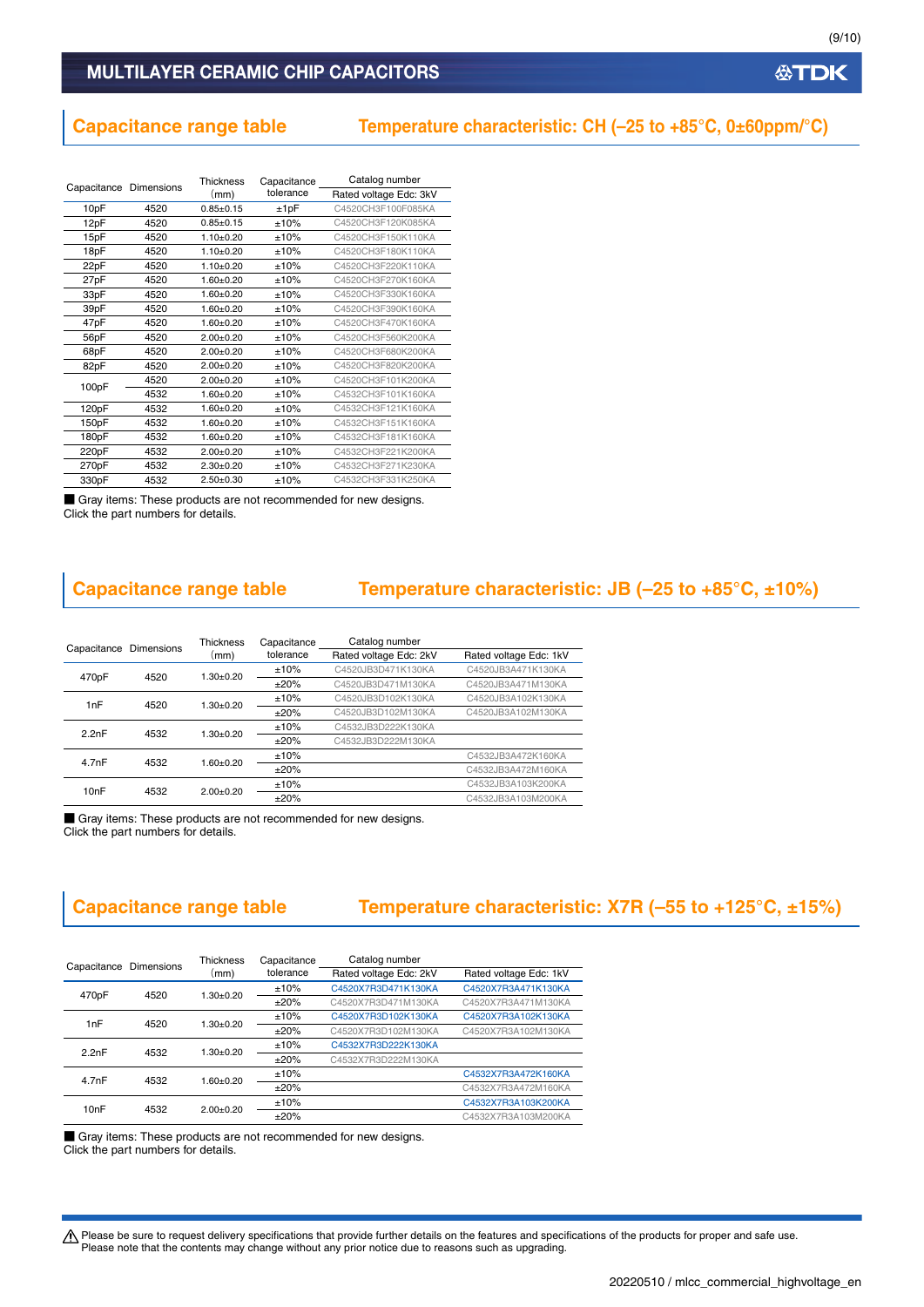# MULTILAYER CERAMIC CHIP CAPACITORS

## Capacitance range table    Temperature characteristic: CH (–25 to +85°C, 0±60ppm/°C)

| Capacitance | Dimensions | Thickness (mm) | Capacitance tolerance | Catalog number |
|---|---|---|---|---|
| | | | | Rated voltage Edc: 3kV |
| 10pF | 4520 | 0.85±0.15 | ±1pF | C4520CH3F100F085KA |
| 12pF | 4520 | 0.85±0.15 | ±10% | C4520CH3F120K085KA |
| 15pF | 4520 | 1.10±0.20 | ±10% | C4520CH3F150K110KA |
| 18pF | 4520 | 1.10±0.20 | ±10% | C4520CH3F180K110KA |
| 22pF | 4520 | 1.10±0.20 | ±10% | C4520CH3F220K110KA |
| 27pF | 4520 | 1.60±0.20 | ±10% | C4520CH3F270K160KA |
| 33pF | 4520 | 1.60±0.20 | ±10% | C4520CH3F330K160KA |
| 39pF | 4520 | 1.60±0.20 | ±10% | C4520CH3F390K160KA |
| 47pF | 4520 | 1.60±0.20 | ±10% | C4520CH3F470K160KA |
| 56pF | 4520 | 2.00±0.20 | ±10% | C4520CH3F560K200KA |
| 68pF | 4520 | 2.00±0.20 | ±10% | C4520CH3F680K200KA |
| 82pF | 4520 | 2.00±0.20 | ±10% | C4520CH3F820K200KA |
| 100pF | 4520 | 2.00±0.20 | ±10% | C4520CH3F101K200KA |
| | 4532 | 1.60±0.20 | ±10% | C4532CH3F101K160KA |
| 120pF | 4532 | 1.60±0.20 | ±10% | C4532CH3F121K160KA |
| 150pF | 4532 | 1.60±0.20 | ±10% | C4532CH3F151K160KA |
| 180pF | 4532 | 1.60±0.20 | ±10% | C4532CH3F181K160KA |
| 220pF | 4532 | 2.00±0.20 | ±10% | C4532CH3F221K200KA |
| 270pF | 4532 | 2.30±0.20 | ±10% | C4532CH3F271K230KA |
| 330pF | 4532 | 2.50±0.30 | ±10% | C4532CH3F331K250KA |

■ Gray items: These products are not recommended for new designs.
Click the part numbers for details.

## Capacitance range table    Temperature characteristic: JB (–25 to +85°C, ±10%)

| Capacitance | Dimensions | Thickness (mm) | Capacitance tolerance | Catalog number | |
|---|---|---|---|---|---|
| | | | | Rated voltage Edc: 2kV | Rated voltage Edc: 1kV |
| 470pF | 4520 | 1.30±0.20 | ±10% | C4520JB3D471K130KA | C4520JB3A471K130KA |
| | | | ±20% | C4520JB3D471M130KA | C4520JB3A471M130KA |
| 1nF | 4520 | 1.30±0.20 | ±10% | C4520JB3D102K130KA | C4520JB3A102K130KA |
| | | | ±20% | C4520JB3D102M130KA | C4520JB3A102M130KA |
| 2.2nF | 4532 | 1.30±0.20 | ±10% | C4532JB3D222K130KA | |
| | | | ±20% | C4532JB3D222M130KA | |
| 4.7nF | 4532 | 1.60±0.20 | ±10% | | C4532JB3A472K160KA |
| | | | ±20% | | C4532JB3A472M160KA |
| 10nF | 4532 | 2.00±0.20 | ±10% | | C4532JB3A103K200KA |
| | | | ±20% | | C4532JB3A103M200KA |

■ Gray items: These products are not recommended for new designs.
Click the part numbers for details.

## Capacitance range table    Temperature characteristic: X7R (–55 to +125°C, ±15%)

| Capacitance | Dimensions | Thickness (mm) | Capacitance tolerance | Catalog number | |
|---|---|---|---|---|---|
| | | | | Rated voltage Edc: 2kV | Rated voltage Edc: 1kV |
| 470pF | 4520 | 1.30±0.20 | ±10% | C4520X7R3D471K130KA | C4520X7R3A471K130KA |
| | | | ±20% | C4520X7R3D471M130KA | C4520X7R3A471M130KA |
| 1nF | 4520 | 1.30±0.20 | ±10% | C4520X7R3D102K130KA | C4520X7R3A102K130KA |
| | | | ±20% | C4520X7R3D102M130KA | C4520X7R3A102M130KA |
| 2.2nF | 4532 | 1.30±0.20 | ±10% | C4532X7R3D222K130KA | |
| | | | ±20% | C4532X7R3D222M130KA | |
| 4.7nF | 4532 | 1.60±0.20 | ±10% | | C4532X7R3A472K160KA |
| | | | ±20% | | C4532X7R3A472M160KA |
| 10nF | 4532 | 2.00±0.20 | ±10% | | C4532X7R3A103K200KA |
| | | | ±20% | | C4532X7R3A103M200KA |

■ Gray items: These products are not recommended for new designs.
Click the part numbers for details.

⚠ Please be sure to request delivery specifications that provide further details on the features and specifications of the products for proper and safe use.
Please note that the contents may change without any prior notice due to reasons such as upgrading.

20220510 / mlcc_commercial_highvoltage_en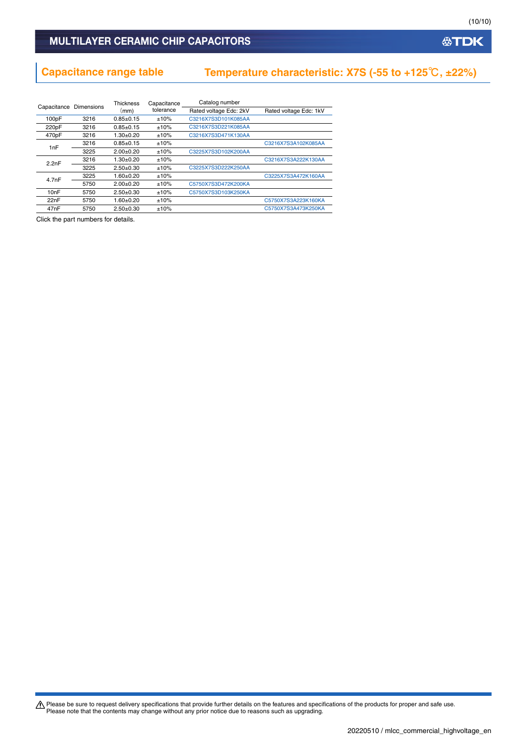## Capacitance range table

## Temperature characteristic: X7S (-55 to +125℃, ±22%)

| Capacitance | Dimensions | Thickness (mm) | Capacitance tolerance | Catalog number | |
|---|---|---|---|---|---|
| | | | | Rated voltage Edc: 2kV | Rated voltage Edc: 1kV |
| 100pF | 3216 | 0.85±0.15 | ±10% | C3216X7S3D101K085AA | |
| 220pF | 3216 | 0.85±0.15 | ±10% | C3216X7S3D221K085AA | |
| 470pF | 3216 | 1.30±0.20 | ±10% | C3216X7S3D471K130AA | |
| 1nF | 3216 | 0.85±0.15 | ±10% | | C3216X7S3A102K085AA |
| | 3225 | 2.00±0.20 | ±10% | C3225X7S3D102K200AA | |
| 2.2nF | 3216 | 1.30±0.20 | ±10% | | C3216X7S3A222K130AA |
| | 3225 | 2.50±0.30 | ±10% | C3225X7S3D222K250AA | |
| 4.7nF | 3225 | 1.60±0.20 | ±10% | | C3225X7S3A472K160AA |
| | 5750 | 2.00±0.20 | ±10% | C5750X7S3D472K200KA | |
| 10nF | 5750 | 2.50±0.30 | ±10% | C5750X7S3D103K250KA | |
| 22nF | 5750 | 1.60±0.20 | ±10% | | C5750X7S3A223K160KA |
| 47nF | 5750 | 2.50±0.30 | ±10% | | C5750X7S3A473K250KA |

Click the part numbers for details.

⚠ Please be sure to request delivery specifications that provide further details on the features and specifications of the products for proper and safe use.
Please note that the contents may change without any prior notice due to reasons such as upgrading.